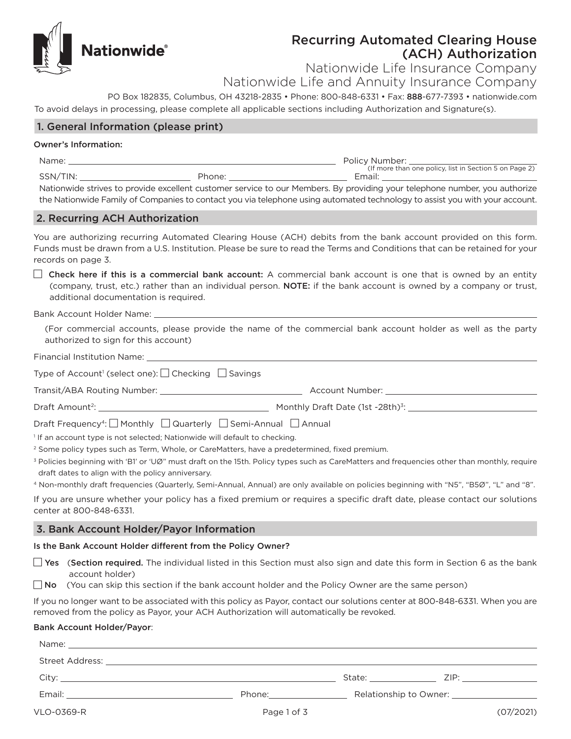# Recurring Automated Clearing House (ACH) Authorization

Nationwide Life Insurance Company
Nationwide Life and Annuity Insurance Company

PO Box 182835, Columbus, OH 43218-2835 • Phone: 800-848-6331 • Fax: 888-677-7393 • nationwide.com

To avoid delays in processing, please complete all applicable sections including Authorization and Signature(s).

## 1. General Information (please print)

**Owner's Information:**

Name: ______________________ Policy Number: ______________________
(If more than one policy, list in Section 5 on Page 2)

SSN/TIN: ______________ Phone: ______________ Email: ______________

Nationwide strives to provide excellent customer service to our Members. By providing your telephone number, you authorize the Nationwide Family of Companies to contact you via telephone using automated technology to assist you with your account.

## 2. Recurring ACH Authorization

You are authorizing recurring Automated Clearing House (ACH) debits from the bank account provided on this form. Funds must be drawn from a U.S. Institution. Please be sure to read the Terms and Conditions that can be retained for your records on page 3.

☐ **Check here if this is a commercial bank account:** A commercial bank account is one that is owned by an entity (company, trust, etc.) rather than an individual person. **NOTE:** if the bank account is owned by a company or trust, additional documentation is required.

Bank Account Holder Name: ______________________

(For commercial accounts, please provide the name of the commercial bank account holder as well as the party authorized to sign for this account)

Financial Institution Name: ______________________

Type of Account[1] (select one): ☐ Checking ☐ Savings

Transit/ABA Routing Number: ______________ Account Number: ______________

Draft Amount[2]: ______________ Monthly Draft Date (1st -28th)[3]: ______________

Draft Frequency[4]: ☐ Monthly ☐ Quarterly ☐ Semi-Annual ☐ Annual

[1] If an account type is not selected; Nationwide will default to checking.

[2] Some policy types such as Term, Whole, or CareMatters, have a predetermined, fixed premium.

[3] Policies beginning with 'B1' or 'UØ" must draft on the 15th. Policy types such as CareMatters and frequencies other than monthly, require draft dates to align with the policy anniversary.

[4] Non-monthly draft frequencies (Quarterly, Semi-Annual, Annual) are only available on policies beginning with "N5", "B5Ø", "L" and "8".

If you are unsure whether your policy has a fixed premium or requires a specific draft date, please contact our solutions center at 800-848-6331.

## 3. Bank Account Holder/Payor Information

**Is the Bank Account Holder different from the Policy Owner?**

☐ **Yes** (**Section required.** The individual listed in this Section must also sign and date this form in Section 6 as the bank account holder)

☐ **No** (You can skip this section if the bank account holder and the Policy Owner are the same person)

If you no longer want to be associated with this policy as Payor, contact our solutions center at 800-848-6331. When you are removed from the policy as Payor, your ACH Authorization will automatically be revoked.

**Bank Account Holder/Payor:**

Name: ______________________

Street Address: ______________________

City: ______________ State: ______ ZIP: ______

Email: ______________ Phone: ______________ Relationship to Owner: ______________

VLO-0369-R (07/2021)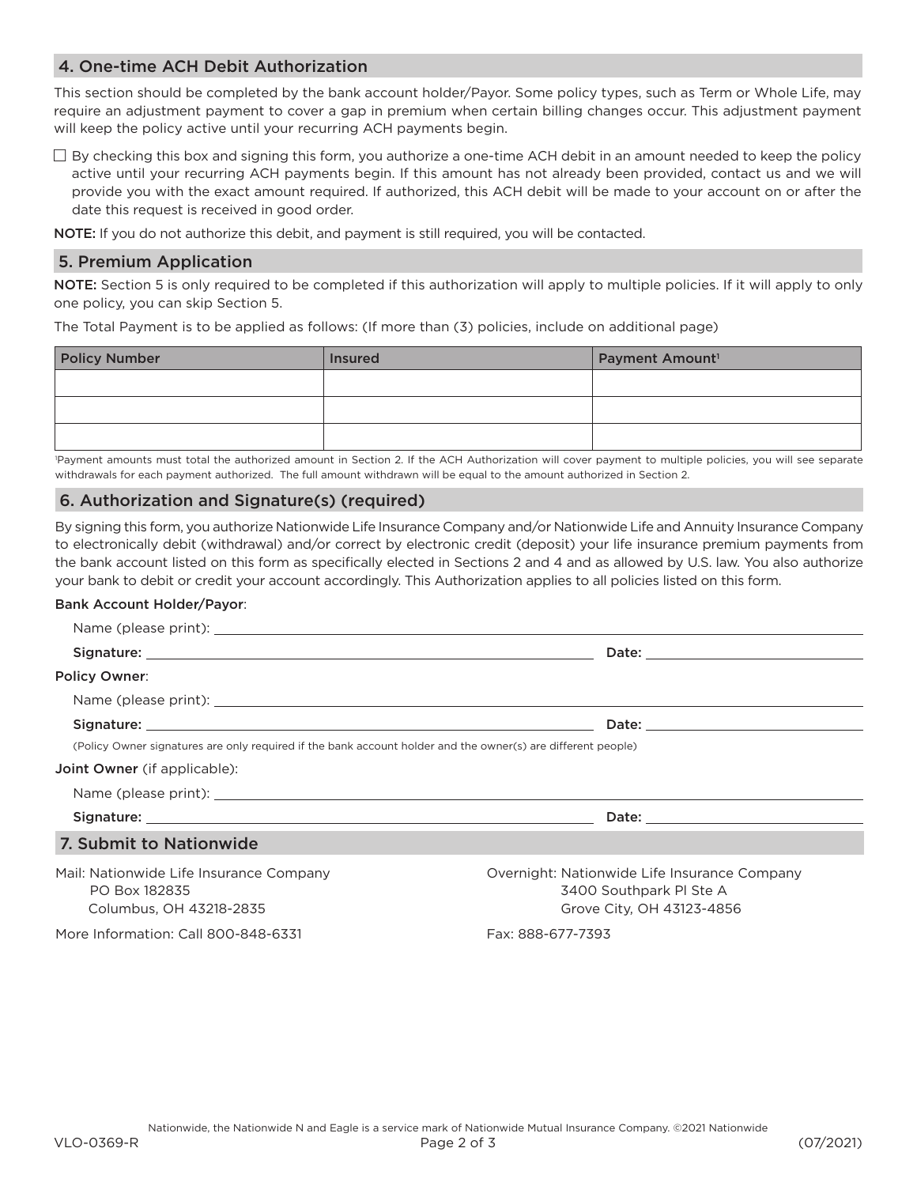## 4. One-time ACH Debit Authorization

This section should be completed by the bank account holder/Payor. Some policy types, such as Term or Whole Life, may require an adjustment payment to cover a gap in premium when certain billing changes occur. This adjustment payment will keep the policy active until your recurring ACH payments begin.

☐ By checking this box and signing this form, you authorize a one-time ACH debit in an amount needed to keep the policy active until your recurring ACH payments begin. If this amount has not already been provided, contact us and we will provide you with the exact amount required. If authorized, this ACH debit will be made to your account on or after the date this request is received in good order.

**NOTE:** If you do not authorize this debit, and payment is still required, you will be contacted.

## 5. Premium Application

**NOTE:** Section 5 is only required to be completed if this authorization will apply to multiple policies. If it will apply to only one policy, you can skip Section 5.

The Total Payment is to be applied as follows: (If more than (3) policies, include on additional page)

| Policy Number | Insured | Payment Amount[1] |
|---|---|---|
| | | |
| | | |
| | | |

[1]Payment amounts must total the authorized amount in Section 2. If the ACH Authorization will cover payment to multiple policies, you will see separate withdrawals for each payment authorized. The full amount withdrawn will be equal to the amount authorized in Section 2.

## 6. Authorization and Signature(s) (required)

By signing this form, you authorize Nationwide Life Insurance Company and/or Nationwide Life and Annuity Insurance Company to electronically debit (withdrawal) and/or correct by electronic credit (deposit) your life insurance premium payments from the bank account listed on this form as specifically elected in Sections 2 and 4 and as allowed by U.S. law. You also authorize your bank to debit or credit your account accordingly. This Authorization applies to all policies listed on this form.

**Bank Account Holder/Payor**:

Name (please print): ______________________________

**Signature:** ______________________________ **Date:** ______________

**Policy Owner**:

Name (please print): ______________________________

**Signature:** ______________________________ **Date:** ______________

(Policy Owner signatures are only required if the bank account holder and the owner(s) are different people)

**Joint Owner** (if applicable):

Name (please print): ______________________________

**Signature:** ______________________________ **Date:** ______________

## 7. Submit to Nationwide

Mail: Nationwide Life Insurance Company
PO Box 182835
Columbus, OH 43218-2835

Overnight: Nationwide Life Insurance Company
3400 Southpark Pl Ste A
Grove City, OH 43123-4856

More Information: Call 800-848-6331

Fax: 888-677-7393

Nationwide, the Nationwide N and Eagle is a service mark of Nationwide Mutual Insurance Company. ©2021 Nationwide

VLO-0369-R (07/2021)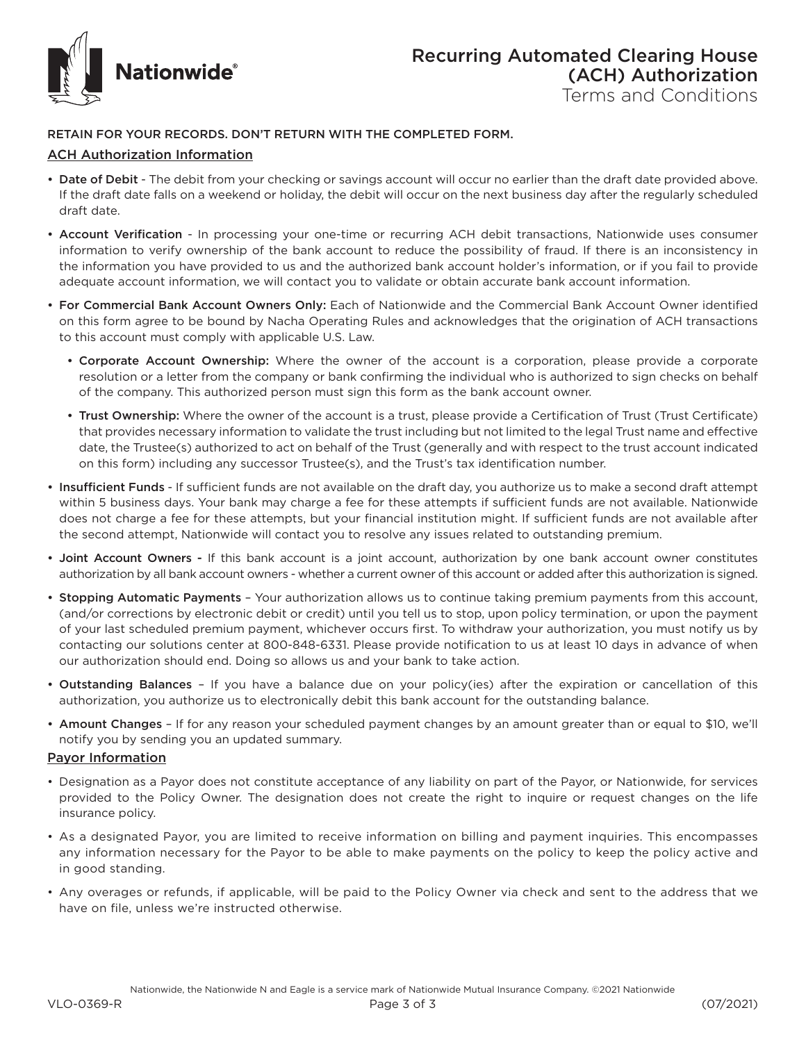# Recurring Automated Clearing House (ACH) Authorization

## Terms and Conditions

**RETAIN FOR YOUR RECORDS. DON'T RETURN WITH THE COMPLETED FORM.**

### ACH Authorization Information

- **Date of Debit** - The debit from your checking or savings account will occur no earlier than the draft date provided above. If the draft date falls on a weekend or holiday, the debit will occur on the next business day after the regularly scheduled draft date.
- **Account Verification** - In processing your one-time or recurring ACH debit transactions, Nationwide uses consumer information to verify ownership of the bank account to reduce the possibility of fraud. If there is an inconsistency in the information you have provided to us and the authorized bank account holder's information, or if you fail to provide adequate account information, we will contact you to validate or obtain accurate bank account information.
- **For Commercial Bank Account Owners Only:** Each of Nationwide and the Commercial Bank Account Owner identified on this form agree to be bound by Nacha Operating Rules and acknowledges that the origination of ACH transactions to this account must comply with applicable U.S. Law.
  - **Corporate Account Ownership:** Where the owner of the account is a corporation, please provide a corporate resolution or a letter from the company or bank confirming the individual who is authorized to sign checks on behalf of the company. This authorized person must sign this form as the bank account owner.
  - **Trust Ownership:** Where the owner of the account is a trust, please provide a Certification of Trust (Trust Certificate) that provides necessary information to validate the trust including but not limited to the legal Trust name and effective date, the Trustee(s) authorized to act on behalf of the Trust (generally and with respect to the trust account indicated on this form) including any successor Trustee(s), and the Trust's tax identification number.
- **Insufficient Funds** - If sufficient funds are not available on the draft day, you authorize us to make a second draft attempt within 5 business days. Your bank may charge a fee for these attempts if sufficient funds are not available. Nationwide does not charge a fee for these attempts, but your financial institution might. If sufficient funds are not available after the second attempt, Nationwide will contact you to resolve any issues related to outstanding premium.
- **Joint Account Owners -** If this bank account is a joint account, authorization by one bank account owner constitutes authorization by all bank account owners - whether a current owner of this account or added after this authorization is signed.
- **Stopping Automatic Payments** – Your authorization allows us to continue taking premium payments from this account, (and/or corrections by electronic debit or credit) until you tell us to stop, upon policy termination, or upon the payment of your last scheduled premium payment, whichever occurs first. To withdraw your authorization, you must notify us by contacting our solutions center at 800-848-6331. Please provide notification to us at least 10 days in advance of when our authorization should end. Doing so allows us and your bank to take action.
- **Outstanding Balances** – If you have a balance due on your policy(ies) after the expiration or cancellation of this authorization, you authorize us to electronically debit this bank account for the outstanding balance.
- **Amount Changes** – If for any reason your scheduled payment changes by an amount greater than or equal to $10, we'll notify you by sending you an updated summary.

### Payor Information

- Designation as a Payor does not constitute acceptance of any liability on part of the Payor, or Nationwide, for services provided to the Policy Owner. The designation does not create the right to inquire or request changes on the life insurance policy.
- As a designated Payor, you are limited to receive information on billing and payment inquiries. This encompasses any information necessary for the Payor to be able to make payments on the policy to keep the policy active and in good standing.
- Any overages or refunds, if applicable, will be paid to the Policy Owner via check and sent to the address that we have on file, unless we're instructed otherwise.

Nationwide, the Nationwide N and Eagle is a service mark of Nationwide Mutual Insurance Company. ©2021 Nationwide

VLO-0369-R (07/2021)